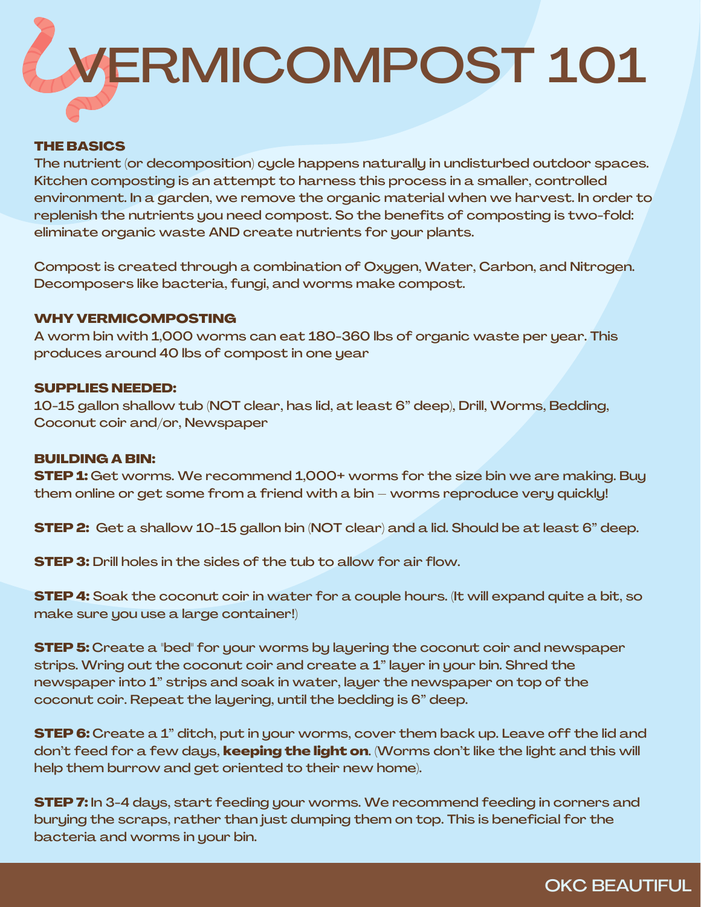# VERMICOMPOST 101

## THE BASICS

The nutrient (or decomposition) cycle happens naturally in undisturbed outdoor spaces. Kitchen composting is an attempt to harness this process in a smaller, controlled environment. In a garden, we remove the organic material when we harvest. In order to replenish the nutrients you need compost. So the benefits of composting is two-fold: eliminate organic waste AND create nutrients for your plants.

Compost is created through a combination of Oxygen, Water, Carbon, and Nitrogen. Decomposers like bacteria, fungi, and worms make compost.

## WHY VERMICOMPOSTING

A worm bin with 1,000 worms can eat 180-360 lbs of organic waste per year. This produces around 40 lbs of compost in one year

## SUPPLIES NEEDED:

10-15 gallon shallow tub (NOT clear, has lid, at least 6" deep), Drill, Worms, Bedding, Coconut coir and/or, Newspaper

## BUILDING A BIN:

**STEP 1:** Get worms. We recommend 1,000+ worms for the size bin we are making. Buy them online or get some from a friend with a bin – worms reproduce very quickly!

**STEP 2:** Get a shallow 10-15 gallon bin (NOT clear) and a lid. Should be at least 6" deep.

**STEP 3:** Drill holes in the sides of the tub to allow for air flow.

**STEP 4:** Soak the coconut coir in water for a couple hours. (It will expand quite a bit, so make sure you use a large container!)

**STEP 5:** Create a "bed" for your worms by layering the coconut coir and newspaper strips. Wring out the coconut coir and create a 1" layer in your bin. Shred the newspaper into 1" strips and soak in water, layer the newspaper on top of the coconut coir. Repeat the layering, until the bedding is 6" deep.

**STEP 6:** Create a 1" ditch, put in your worms, cover them back up. Leave off the lid and don't feed for a few days, **keeping the light on**. (Worms don't like the light and this will help them burrow and get oriented to their new home).

**STEP 7:** In 3-4 days, start feeding your worms. We recommend feeding in corners and burying the scraps, rather than just dumping them on top. This is beneficial for the bacteria and worms in your bin.

OKC BEAUTIFUL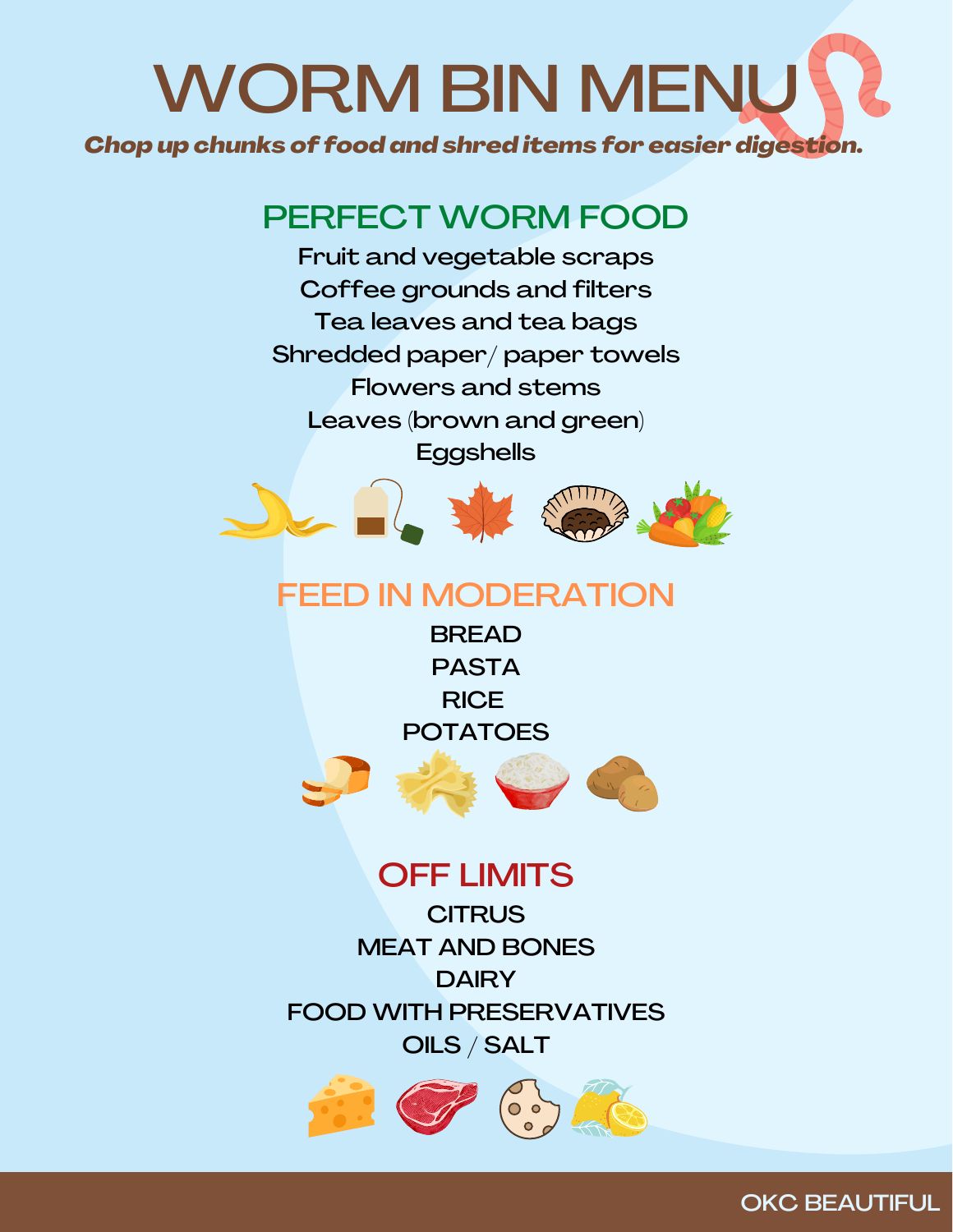# WORM BIN MENU

***Chop up chunks of food and shred items for easier digestion.***

## PERFECT WORM FOOD

Fruit and vegetable scraps
Coffee grounds and filters
Tea leaves and tea bags
Shredded paper/ paper towels
Flowers and stems
Leaves (brown and green)
Eggshells

## FEED IN MODERATION

BREAD
PASTA
RICE
POTATOES

## OFF LIMITS

CITRUS
MEAT AND BONES
DAIRY
FOOD WITH PRESERVATIVES
OILS / SALT

OKC BEAUTIFUL